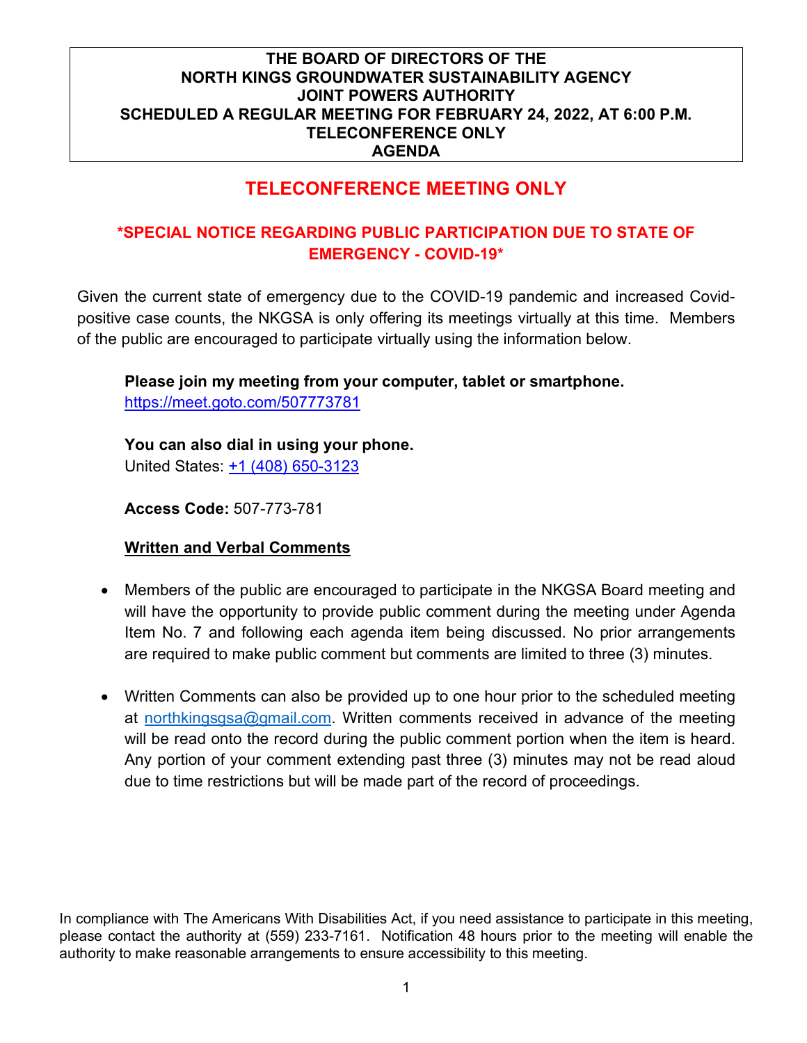**THE BOARD OF DIRECTORS OF THE**
**NORTH KINGS GROUNDWATER SUSTAINABILITY AGENCY**
**JOINT POWERS AUTHORITY**
**SCHEDULED A REGULAR MEETING FOR FEBRUARY 24, 2022, AT 6:00 P.M.**
**TELECONFERENCE ONLY**
**AGENDA**

# TELECONFERENCE MEETING ONLY

## *SPECIAL NOTICE REGARDING PUBLIC PARTICIPATION DUE TO STATE OF EMERGENCY - COVID-19*

Given the current state of emergency due to the COVID-19 pandemic and increased Covid-positive case counts, the NKGSA is only offering its meetings virtually at this time. Members of the public are encouraged to participate virtually using the information below.

**Please join my meeting from your computer, tablet or smartphone.**
https://meet.goto.com/507773781

**You can also dial in using your phone.**
United States: +1 (408) 650-3123

**Access Code:** 507-773-781

**Written and Verbal Comments**

- Members of the public are encouraged to participate in the NKGSA Board meeting and will have the opportunity to provide public comment during the meeting under Agenda Item No. 7 and following each agenda item being discussed. No prior arrangements are required to make public comment but comments are limited to three (3) minutes.

- Written Comments can also be provided up to one hour prior to the scheduled meeting at northkingsgsa@gmail.com. Written comments received in advance of the meeting will be read onto the record during the public comment portion when the item is heard. Any portion of your comment extending past three (3) minutes may not be read aloud due to time restrictions but will be made part of the record of proceedings.

In compliance with The Americans With Disabilities Act, if you need assistance to participate in this meeting, please contact the authority at (559) 233-7161. Notification 48 hours prior to the meeting will enable the authority to make reasonable arrangements to ensure accessibility to this meeting.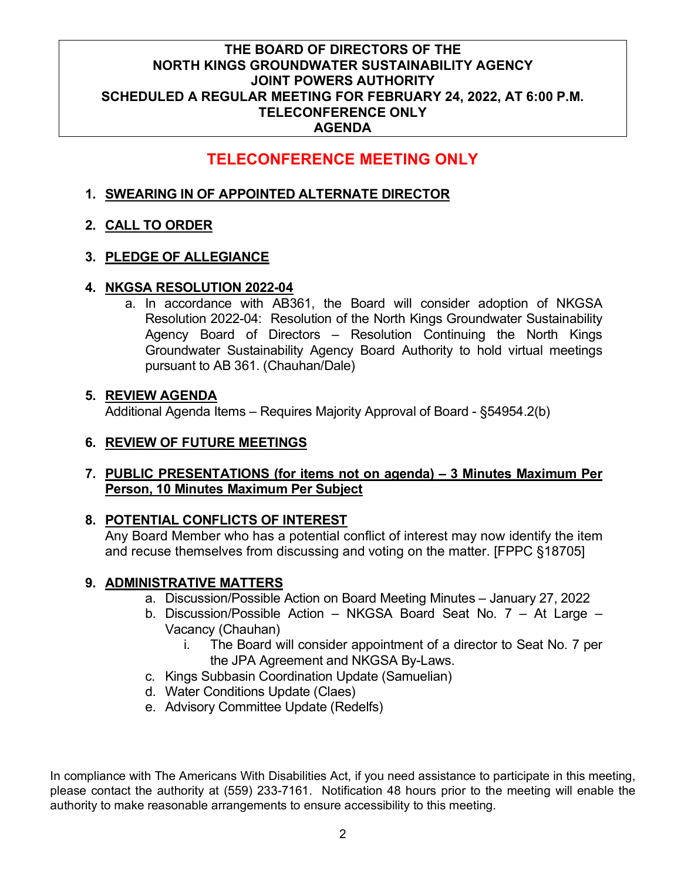**THE BOARD OF DIRECTORS OF THE**
**NORTH KINGS GROUNDWATER SUSTAINABILITY AGENCY**
**JOINT POWERS AUTHORITY**
**SCHEDULED A REGULAR MEETING FOR FEBRUARY 24, 2022, AT 6:00 P.M.**
**TELECONFERENCE ONLY**
**AGENDA**

## TELECONFERENCE MEETING ONLY

1. **SWEARING IN OF APPOINTED ALTERNATE DIRECTOR**

2. **CALL TO ORDER**

3. **PLEDGE OF ALLEGIANCE**

4. **NKGSA RESOLUTION 2022-04**
   a. In accordance with AB361, the Board will consider adoption of NKGSA Resolution 2022-04: Resolution of the North Kings Groundwater Sustainability Agency Board of Directors – Resolution Continuing the North Kings Groundwater Sustainability Agency Board Authority to hold virtual meetings pursuant to AB 361. (Chauhan/Dale)

5. **REVIEW AGENDA**
   Additional Agenda Items – Requires Majority Approval of Board - §54954.2(b)

6. **REVIEW OF FUTURE MEETINGS**

7. **PUBLIC PRESENTATIONS (for items not on agenda) – 3 Minutes Maximum Per Person, 10 Minutes Maximum Per Subject**

8. **POTENTIAL CONFLICTS OF INTEREST**
   Any Board Member who has a potential conflict of interest may now identify the item and recuse themselves from discussing and voting on the matter. [FPPC §18705]

9. **ADMINISTRATIVE MATTERS**
   a. Discussion/Possible Action on Board Meeting Minutes – January 27, 2022
   b. Discussion/Possible Action – NKGSA Board Seat No. 7 – At Large – Vacancy (Chauhan)
      i. The Board will consider appointment of a director to Seat No. 7 per the JPA Agreement and NKGSA By-Laws.
   c. Kings Subbasin Coordination Update (Samuelian)
   d. Water Conditions Update (Claes)
   e. Advisory Committee Update (Redelfs)

In compliance with The Americans With Disabilities Act, if you need assistance to participate in this meeting, please contact the authority at (559) 233-7161. Notification 48 hours prior to the meeting will enable the authority to make reasonable arrangements to ensure accessibility to this meeting.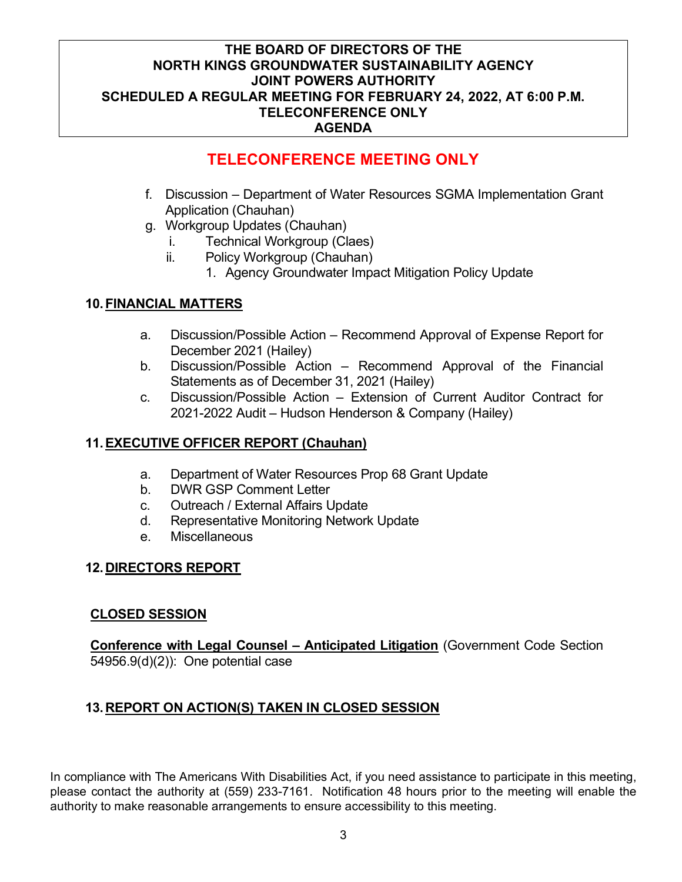**THE BOARD OF DIRECTORS OF THE**
**NORTH KINGS GROUNDWATER SUSTAINABILITY AGENCY**
**JOINT POWERS AUTHORITY**
**SCHEDULED A REGULAR MEETING FOR FEBRUARY 24, 2022, AT 6:00 P.M.**
**TELECONFERENCE ONLY**
**AGENDA**

## TELECONFERENCE MEETING ONLY

f. Discussion – Department of Water Resources SGMA Implementation Grant Application (Chauhan)
g. Workgroup Updates (Chauhan)
   i. Technical Workgroup (Claes)
   ii. Policy Workgroup (Chauhan)
      1. Agency Groundwater Impact Mitigation Policy Update

**10. FINANCIAL MATTERS**

a. Discussion/Possible Action – Recommend Approval of Expense Report for December 2021 (Hailey)
b. Discussion/Possible Action – Recommend Approval of the Financial Statements as of December 31, 2021 (Hailey)
c. Discussion/Possible Action – Extension of Current Auditor Contract for 2021-2022 Audit – Hudson Henderson & Company (Hailey)

**11. EXECUTIVE OFFICER REPORT (Chauhan)**

a. Department of Water Resources Prop 68 Grant Update
b. DWR GSP Comment Letter
c. Outreach / External Affairs Update
d. Representative Monitoring Network Update
e. Miscellaneous

**12. DIRECTORS REPORT**

**CLOSED SESSION**

**Conference with Legal Counsel – Anticipated Litigation** (Government Code Section 54956.9(d)(2)): One potential case

**13. REPORT ON ACTION(S) TAKEN IN CLOSED SESSION**

In compliance with The Americans With Disabilities Act, if you need assistance to participate in this meeting, please contact the authority at (559) 233-7161. Notification 48 hours prior to the meeting will enable the authority to make reasonable arrangements to ensure accessibility to this meeting.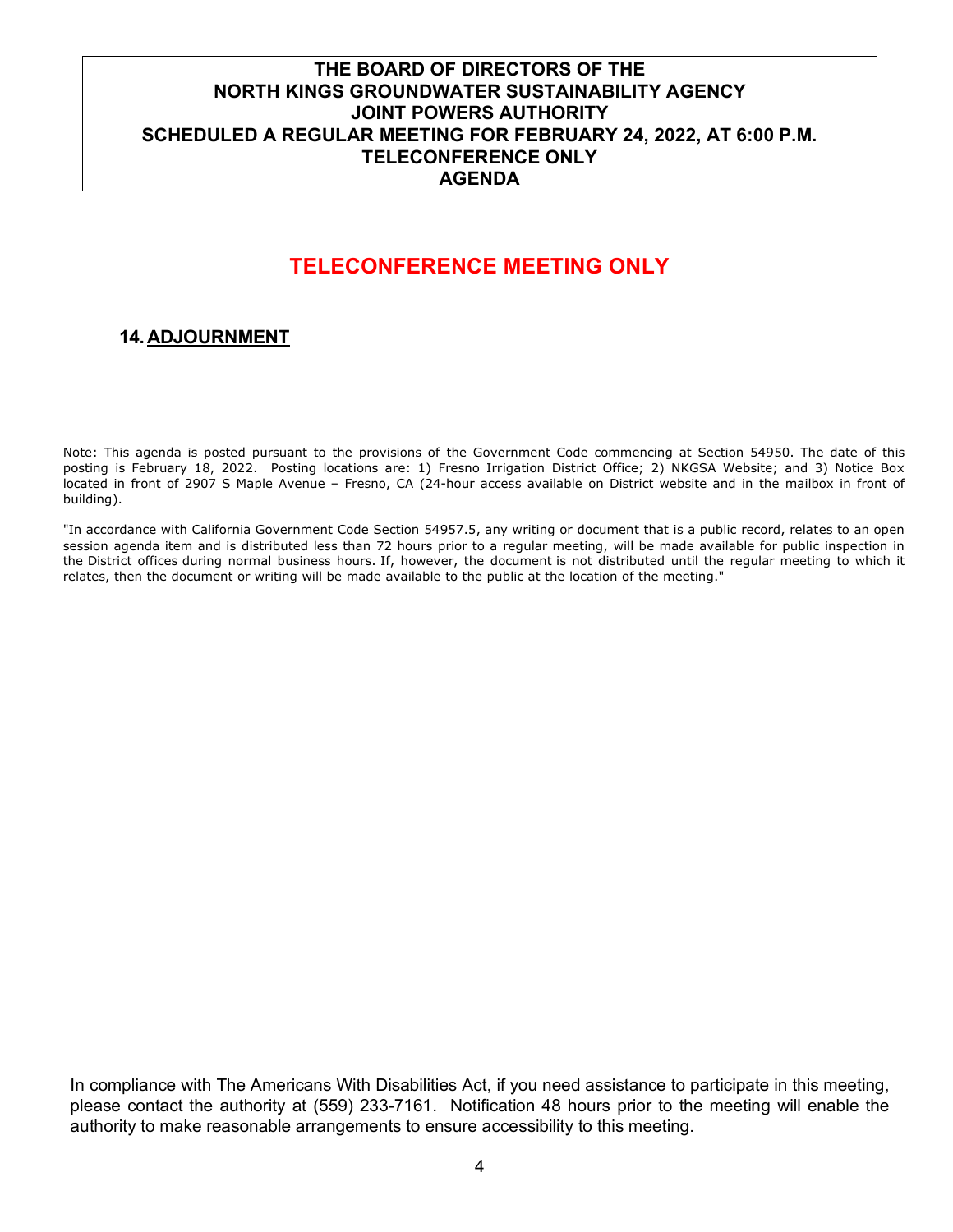**THE BOARD OF DIRECTORS OF THE NORTH KINGS GROUNDWATER SUSTAINABILITY AGENCY JOINT POWERS AUTHORITY SCHEDULED A REGULAR MEETING FOR FEBRUARY 24, 2022, AT 6:00 P.M. TELECONFERENCE ONLY AGENDA**

## TELECONFERENCE MEETING ONLY

### 14. ADJOURNMENT

Note: This agenda is posted pursuant to the provisions of the Government Code commencing at Section 54950. The date of this posting is February 18, 2022. Posting locations are: 1) Fresno Irrigation District Office; 2) NKGSA Website; and 3) Notice Box located in front of 2907 S Maple Avenue – Fresno, CA (24-hour access available on District website and in the mailbox in front of building).

"In accordance with California Government Code Section 54957.5, any writing or document that is a public record, relates to an open session agenda item and is distributed less than 72 hours prior to a regular meeting, will be made available for public inspection in the District offices during normal business hours. If, however, the document is not distributed until the regular meeting to which it relates, then the document or writing will be made available to the public at the location of the meeting."

In compliance with The Americans With Disabilities Act, if you need assistance to participate in this meeting, please contact the authority at (559) 233-7161. Notification 48 hours prior to the meeting will enable the authority to make reasonable arrangements to ensure accessibility to this meeting.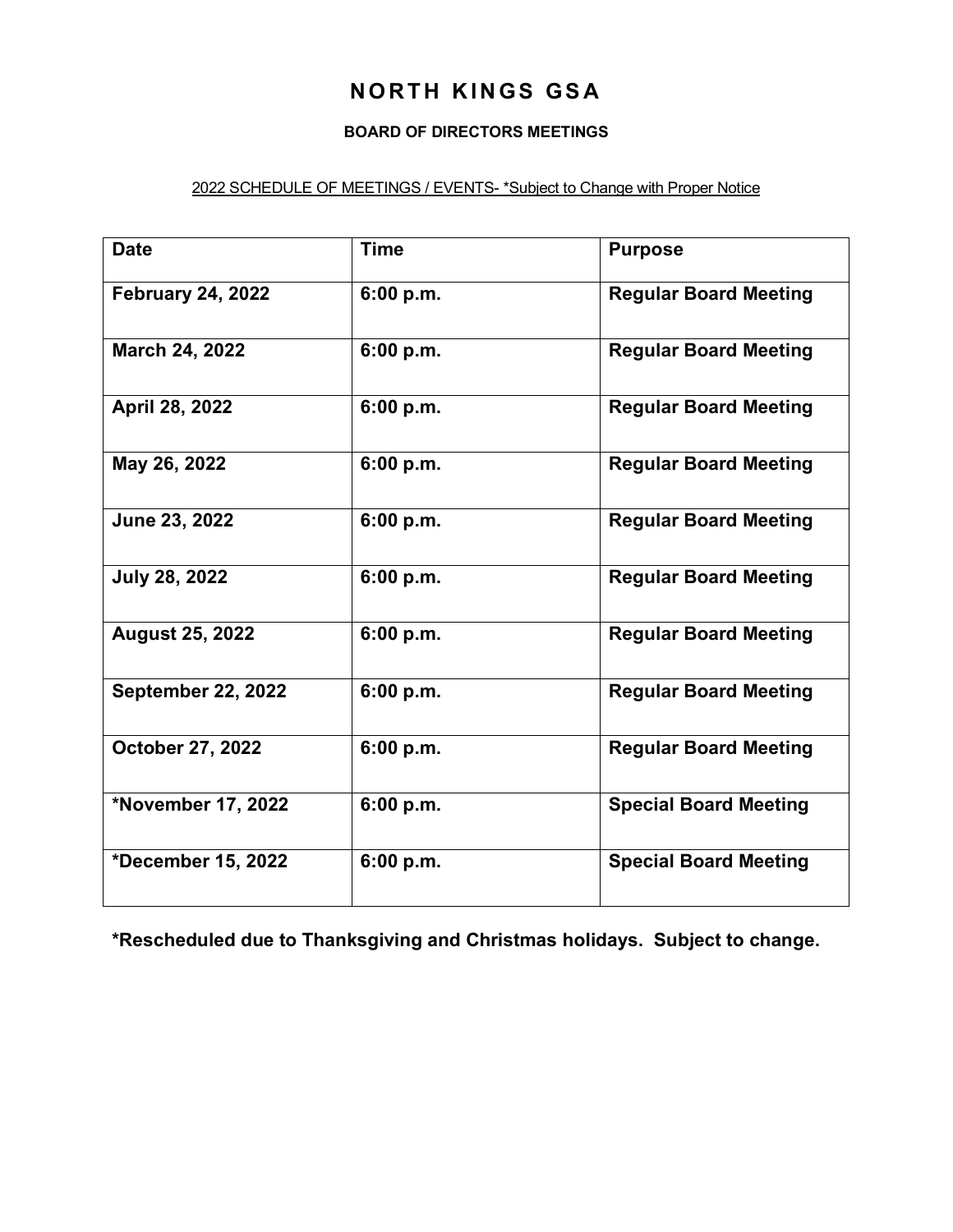# NORTH KINGS GSA

### BOARD OF DIRECTORS MEETINGS

2022 SCHEDULE OF MEETINGS / EVENTS- *Subject to Change with Proper Notice

| Date | Time | Purpose |
|---|---|---|
| **February 24, 2022** | **6:00 p.m.** | **Regular Board Meeting** |
| **March 24, 2022** | **6:00 p.m.** | **Regular Board Meeting** |
| **April 28, 2022** | **6:00 p.m.** | **Regular Board Meeting** |
| **May 26, 2022** | **6:00 p.m.** | **Regular Board Meeting** |
| **June 23, 2022** | **6:00 p.m.** | **Regular Board Meeting** |
| **July 28, 2022** | **6:00 p.m.** | **Regular Board Meeting** |
| **August 25, 2022** | **6:00 p.m.** | **Regular Board Meeting** |
| **September 22, 2022** | **6:00 p.m.** | **Regular Board Meeting** |
| **October 27, 2022** | **6:00 p.m.** | **Regular Board Meeting** |
| ***November 17, 2022** | **6:00 p.m.** | **Special Board Meeting** |
| ***December 15, 2022** | **6:00 p.m.** | **Special Board Meeting** |

**\*Rescheduled due to Thanksgiving and Christmas holidays. Subject to change.**